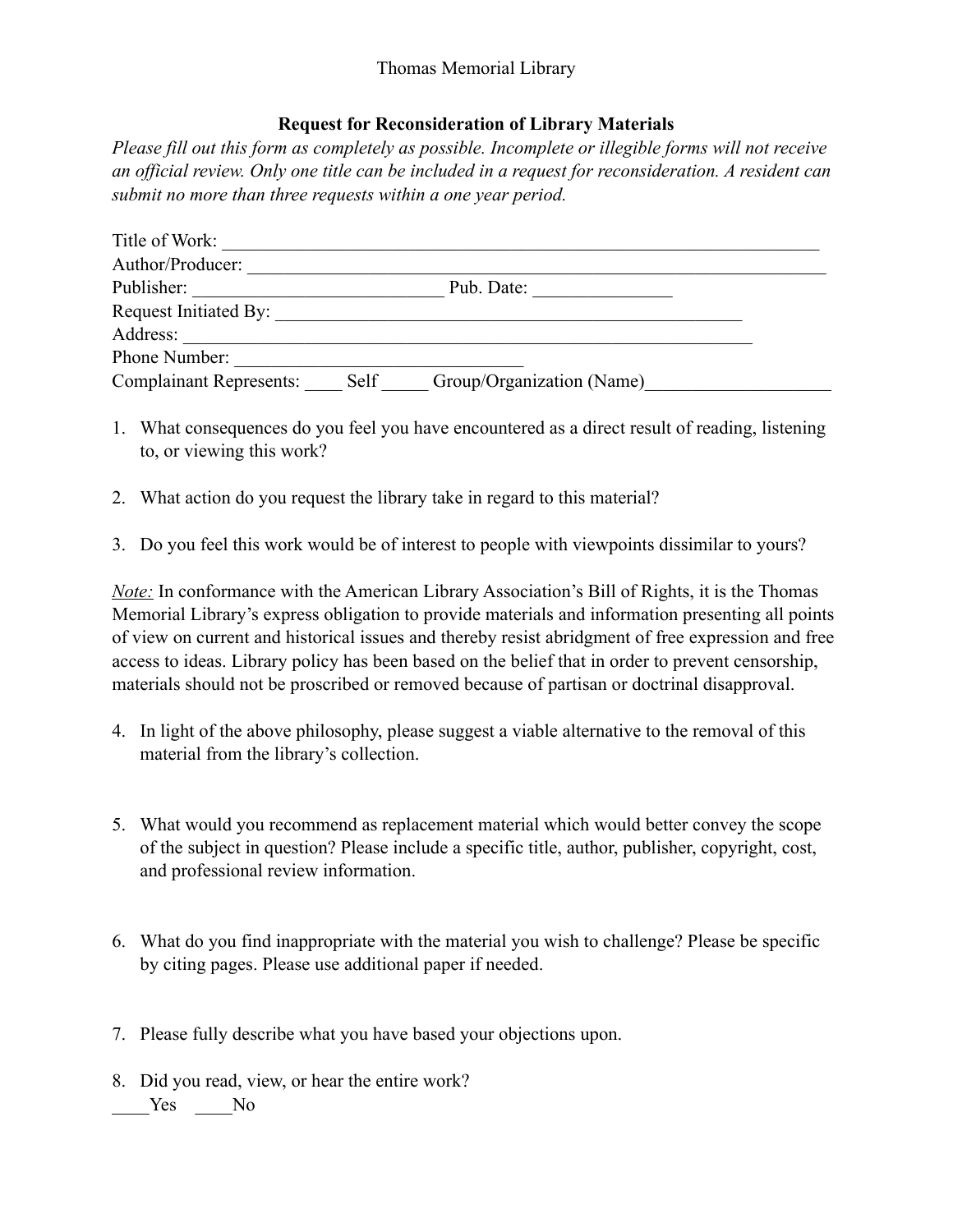Thomas Memorial Library

**Request for Reconsideration of Library Materials**

*Please fill out this form as completely as possible. Incomplete or illegible forms will not receive an official review. Only one title can be included in a request for reconsideration. A resident can submit no more than three requests within a one year period.*

Title of Work: ___________________________________________________________________

Author/Producer: _________________________________________________________________

Publisher: __________________________ Pub. Date: _______________

Request Initiated By: ____________________________________________________

Address: ______________________________________________________________

Phone Number: ______________________________

Complainant Represents: ____ Self _____ Group/Organization (Name)____________________

1. What consequences do you feel you have encountered as a direct result of reading, listening to, or viewing this work?
2. What action do you request the library take in regard to this material?
3. Do you feel this work would be of interest to people with viewpoints dissimilar to yours?

*Note:* In conformance with the American Library Association's Bill of Rights, it is the Thomas Memorial Library's express obligation to provide materials and information presenting all points of view on current and historical issues and thereby resist abridgment of free expression and free access to ideas. Library policy has been based on the belief that in order to prevent censorship, materials should not be proscribed or removed because of partisan or doctrinal disapproval.

4. In light of the above philosophy, please suggest a viable alternative to the removal of this material from the library's collection.
5. What would you recommend as replacement material which would better convey the scope of the subject in question? Please include a specific title, author, publisher, copyright, cost, and professional review information.
6. What do you find inappropriate with the material you wish to challenge? Please be specific by citing pages. Please use additional paper if needed.
7. Please fully describe what you have based your objections upon.
8. Did you read, view, or hear the entire work?

____Yes ____No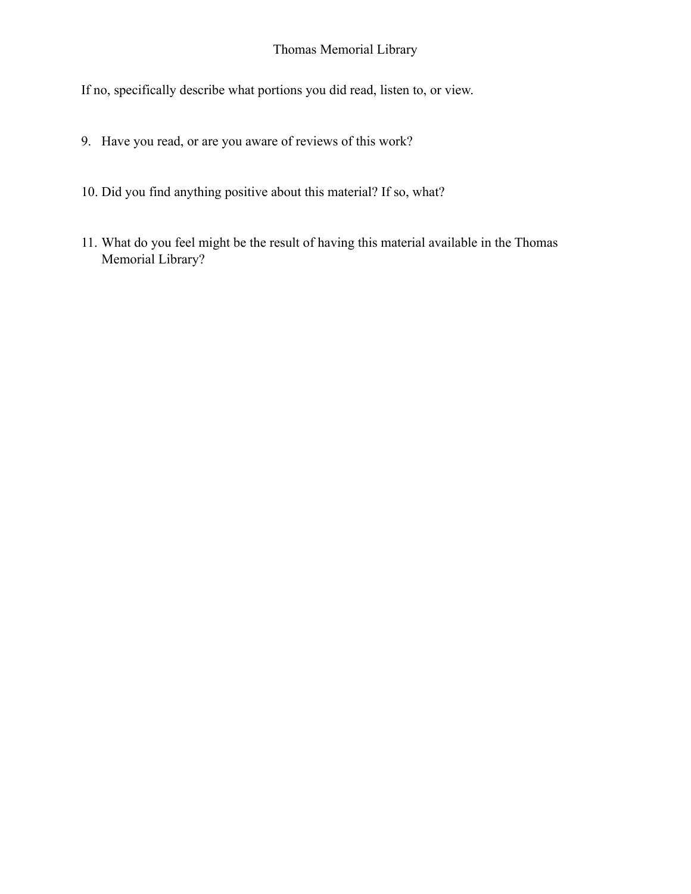If no, specifically describe what portions you did read, listen to, or view.

9. Have you read, or are you aware of reviews of this work?

10. Did you find anything positive about this material? If so, what?

11. What do you feel might be the result of having this material available in the Thomas Memorial Library?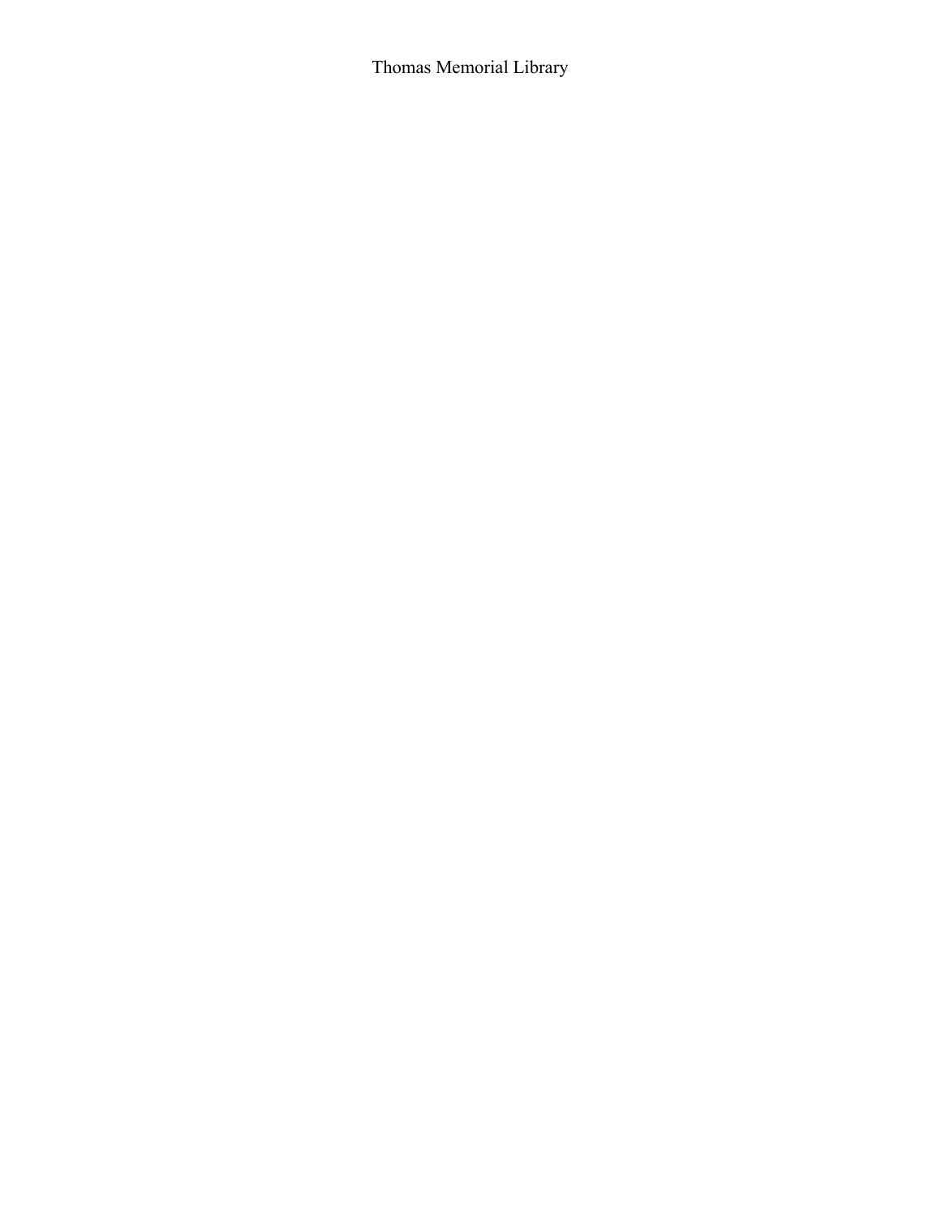Thomas Memorial Library